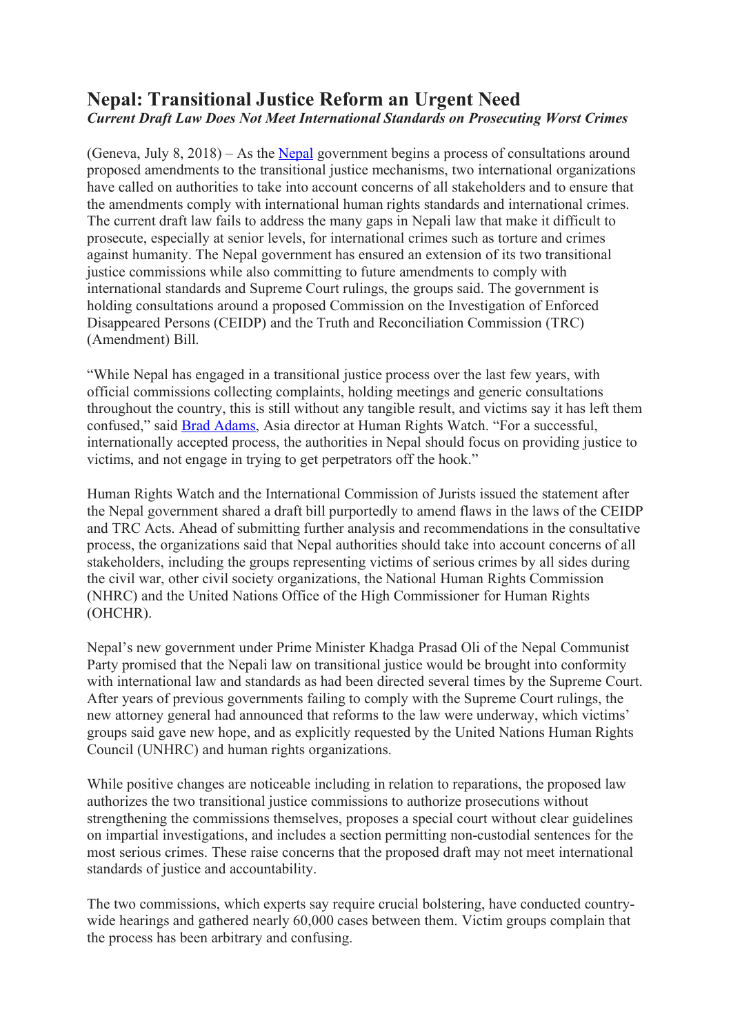# Nepal: Transitional Justice Reform an Urgent Need

***Current Draft Law Does Not Meet International Standards on Prosecuting Worst Crimes***

(Geneva, July 8, 2018) – As the Nepal government begins a process of consultations around proposed amendments to the transitional justice mechanisms, two international organizations have called on authorities to take into account concerns of all stakeholders and to ensure that the amendments comply with international human rights standards and international crimes. The current draft law fails to address the many gaps in Nepali law that make it difficult to prosecute, especially at senior levels, for international crimes such as torture and crimes against humanity. The Nepal government has ensured an extension of its two transitional justice commissions while also committing to future amendments to comply with international standards and Supreme Court rulings, the groups said. The government is holding consultations around a proposed Commission on the Investigation of Enforced Disappeared Persons (CEIDP) and the Truth and Reconciliation Commission (TRC) (Amendment) Bill.

"While Nepal has engaged in a transitional justice process over the last few years, with official commissions collecting complaints, holding meetings and generic consultations throughout the country, this is still without any tangible result, and victims say it has left them confused," said Brad Adams, Asia director at Human Rights Watch. "For a successful, internationally accepted process, the authorities in Nepal should focus on providing justice to victims, and not engage in trying to get perpetrators off the hook."

Human Rights Watch and the International Commission of Jurists issued the statement after the Nepal government shared a draft bill purportedly to amend flaws in the laws of the CEIDP and TRC Acts. Ahead of submitting further analysis and recommendations in the consultative process, the organizations said that Nepal authorities should take into account concerns of all stakeholders, including the groups representing victims of serious crimes by all sides during the civil war, other civil society organizations, the National Human Rights Commission (NHRC) and the United Nations Office of the High Commissioner for Human Rights (OHCHR).

Nepal's new government under Prime Minister Khadga Prasad Oli of the Nepal Communist Party promised that the Nepali law on transitional justice would be brought into conformity with international law and standards as had been directed several times by the Supreme Court. After years of previous governments failing to comply with the Supreme Court rulings, the new attorney general had announced that reforms to the law were underway, which victims' groups said gave new hope, and as explicitly requested by the United Nations Human Rights Council (UNHRC) and human rights organizations.

While positive changes are noticeable including in relation to reparations, the proposed law authorizes the two transitional justice commissions to authorize prosecutions without strengthening the commissions themselves, proposes a special court without clear guidelines on impartial investigations, and includes a section permitting non-custodial sentences for the most serious crimes. These raise concerns that the proposed draft may not meet international standards of justice and accountability.

The two commissions, which experts say require crucial bolstering, have conducted country-wide hearings and gathered nearly 60,000 cases between them. Victim groups complain that the process has been arbitrary and confusing.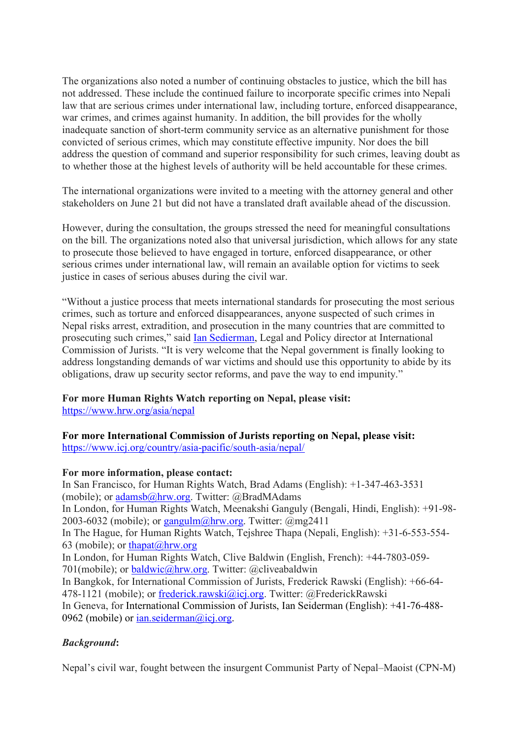The organizations also noted a number of continuing obstacles to justice, which the bill has not addressed. These include the continued failure to incorporate specific crimes into Nepali law that are serious crimes under international law, including torture, enforced disappearance, war crimes, and crimes against humanity. In addition, the bill provides for the wholly inadequate sanction of short-term community service as an alternative punishment for those convicted of serious crimes, which may constitute effective impunity. Nor does the bill address the question of command and superior responsibility for such crimes, leaving doubt as to whether those at the highest levels of authority will be held accountable for these crimes.

The international organizations were invited to a meeting with the attorney general and other stakeholders on June 21 but did not have a translated draft available ahead of the discussion.

However, during the consultation, the groups stressed the need for meaningful consultations on the bill. The organizations noted also that universal jurisdiction, which allows for any state to prosecute those believed to have engaged in torture, enforced disappearance, or other serious crimes under international law, will remain an available option for victims to seek justice in cases of serious abuses during the civil war.

"Without a justice process that meets international standards for prosecuting the most serious crimes, such as torture and enforced disappearances, anyone suspected of such crimes in Nepal risks arrest, extradition, and prosecution in the many countries that are committed to prosecuting such crimes," said Ian Sedierman, Legal and Policy director at International Commission of Jurists. "It is very welcome that the Nepal government is finally looking to address longstanding demands of war victims and should use this opportunity to abide by its obligations, draw up security sector reforms, and pave the way to end impunity."

**For more Human Rights Watch reporting on Nepal, please visit:**
https://www.hrw.org/asia/nepal

**For more International Commission of Jurists reporting on Nepal, please visit:**
https://www.icj.org/country/asia-pacific/south-asia/nepal/

**For more information, please contact:**
In San Francisco, for Human Rights Watch, Brad Adams (English): +1-347-463-3531 (mobile); or adamsb@hrw.org. Twitter: @BradMAdams
In London, for Human Rights Watch, Meenakshi Ganguly (Bengali, Hindi, English): +91-98-2003-6032 (mobile); or gangulm@hrw.org. Twitter: @mg2411
In The Hague, for Human Rights Watch, Tejshree Thapa (Nepali, English): +31-6-553-554-63 (mobile); or thapat@hrw.org
In London, for Human Rights Watch, Clive Baldwin (English, French): +44-7803-059-701(mobile); or baldwic@hrw.org. Twitter: @cliveabaldwin
In Bangkok, for International Commission of Jurists, Frederick Rawski (English): +66-64-478-1121 (mobile); or frederick.rawski@icj.org. Twitter: @FrederickRawski
In Geneva, for International Commission of Jurists, Ian Seiderman (English): +41-76-488-0962 (mobile) or ian.seiderman@icj.org.

***Background*:**

Nepal's civil war, fought between the insurgent Communist Party of Nepal–Maoist (CPN-M)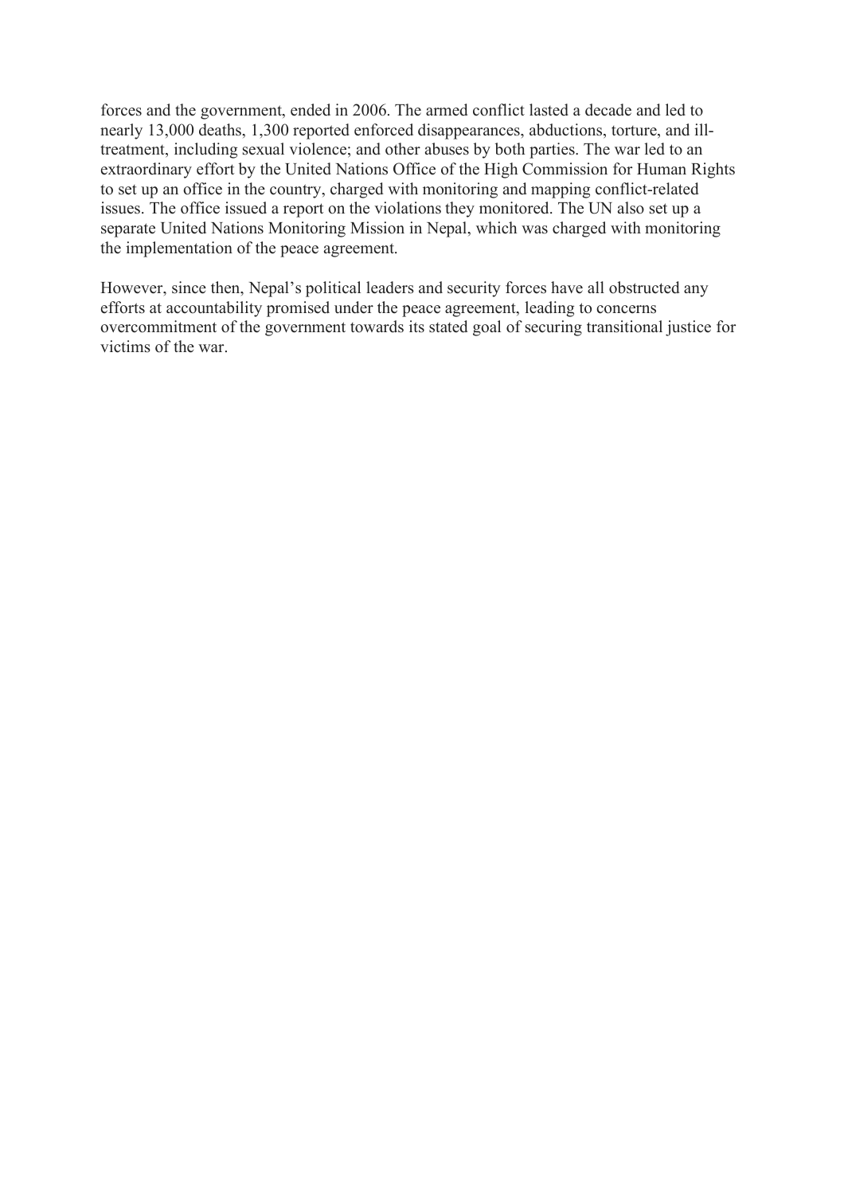forces and the government, ended in 2006. The armed conflict lasted a decade and led to nearly 13,000 deaths, 1,300 reported enforced disappearances, abductions, torture, and ill-treatment, including sexual violence; and other abuses by both parties. The war led to an extraordinary effort by the United Nations Office of the High Commission for Human Rights to set up an office in the country, charged with monitoring and mapping conflict-related issues. The office issued a report on the violations they monitored. The UN also set up a separate United Nations Monitoring Mission in Nepal, which was charged with monitoring the implementation of the peace agreement.

However, since then, Nepal's political leaders and security forces have all obstructed any efforts at accountability promised under the peace agreement, leading to concerns overcommitment of the government towards its stated goal of securing transitional justice for victims of the war.